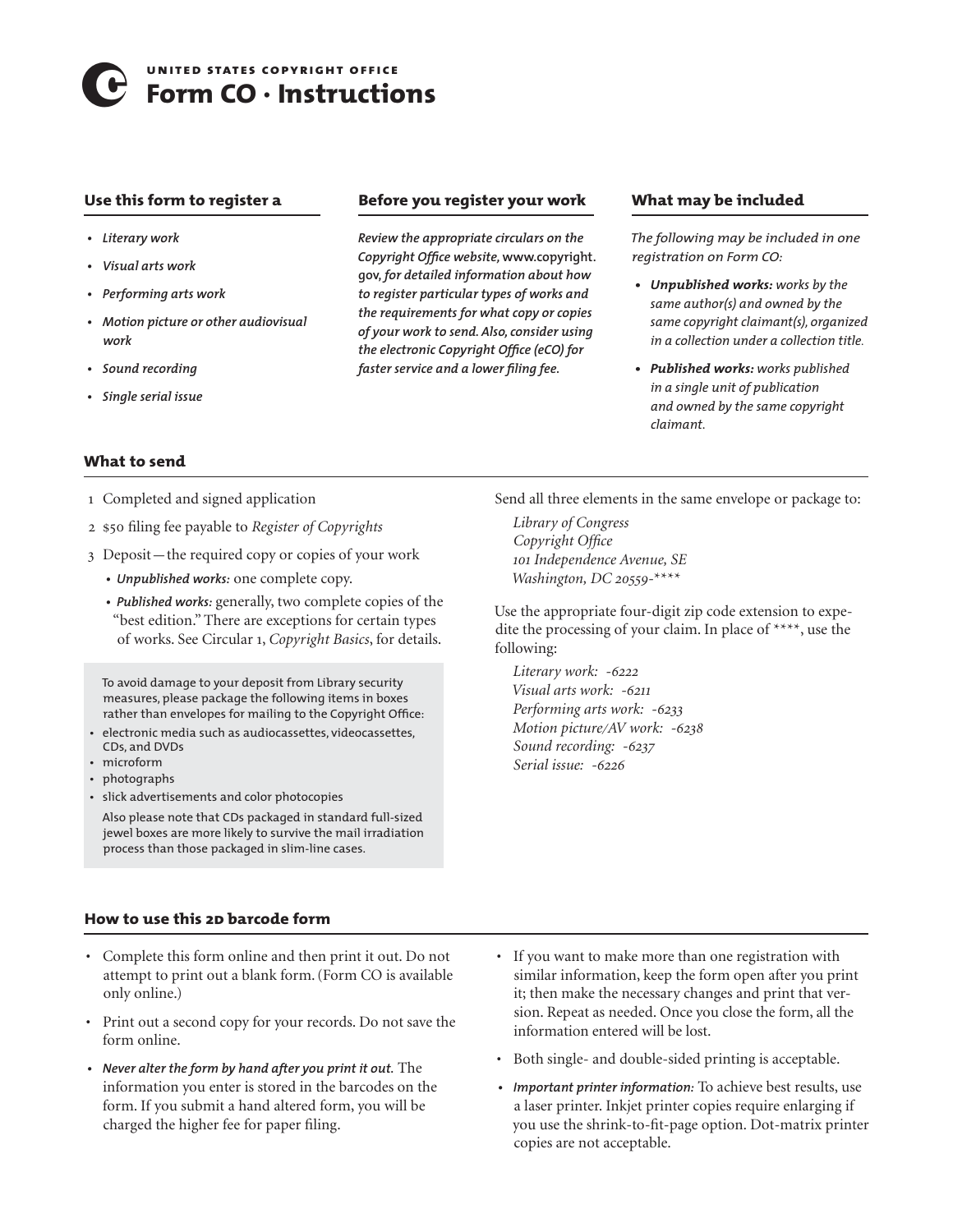# United States Copyright Office

# Form CO · Instructions

## Use this form to register a

- *Literary work*
- *Visual arts work*
- *Performing arts work*
- *Motion picture or other audiovisual work*
- *Sound recording*
- *Single serial issue*

## Before you register your work

*Review the appropriate circulars on the Copyright Office website,* www.copyright.gov, *for detailed information about how to register particular types of works and the requirements for what copy or copies of your work to send. Also, consider using the electronic Copyright Office (eCO) for faster service and a lower filing fee.*

## What may be included

*The following may be included in one registration on Form CO:*

- ***Unpublished works:*** *works by the same author(s) and owned by the same copyright claimant(s), organized in a collection under a collection title.*
- ***Published works:*** *works published in a single unit of publication and owned by the same copyright claimant.*

## What to send

1. Completed and signed application
2. $50 filing fee payable to *Register of Copyrights*
3. Deposit—the required copy or copies of your work
   - *Unpublished works:* one complete copy.
   - *Published works:* generally, two complete copies of the "best edition." There are exceptions for certain types of works. See Circular 1, *Copyright Basics*, for details.

To avoid damage to your deposit from Library security measures, please package the following items in boxes rather than envelopes for mailing to the Copyright Office:

- electronic media such as audiocassettes, videocassettes, CDs, and DVDs
- microform
- photographs
- slick advertisements and color photocopies

Also please note that CDs packaged in standard full-sized jewel boxes are more likely to survive the mail irradiation process than those packaged in slim-line cases.

Send all three elements in the same envelope or package to:

*Library of Congress*
*Copyright Office*
*101 Independence Avenue, SE*
*Washington, DC 20559-\*\*\*\**

Use the appropriate four-digit zip code extension to expedite the processing of your claim. In place of \*\*\*\*, use the following:

*Literary work: -6222*
*Visual arts work: -6211*
*Performing arts work: -6233*
*Motion picture/AV work: -6238*
*Sound recording: -6237*
*Serial issue: -6226*

## How to use this 2D barcode form

- Complete this form online and then print it out. Do not attempt to print out a blank form. (Form CO is available only online.)
- Print out a second copy for your records. Do not save the form online.
- ***Never alter the form by hand after you print it out.*** The information you enter is stored in the barcodes on the form. If you submit a hand altered form, you will be charged the higher fee for paper filing.
- If you want to make more than one registration with similar information, keep the form open after you print it; then make the necessary changes and print that version. Repeat as needed. Once you close the form, all the information entered will be lost.
- Both single- and double-sided printing is acceptable.
- *Important printer information:* To achieve best results, use a laser printer. Inkjet printer copies require enlarging if you use the shrink-to-fit-page option. Dot-matrix printer copies are not acceptable.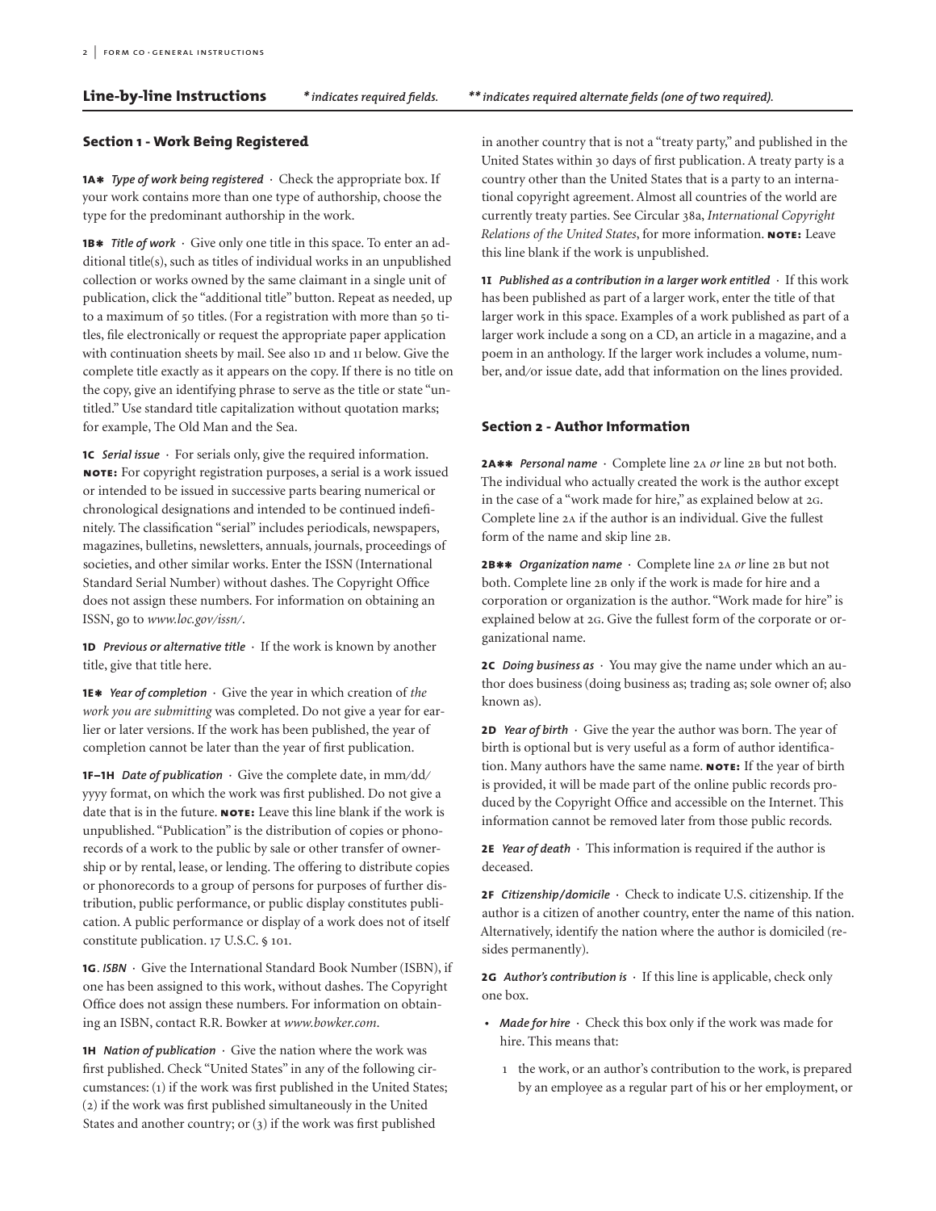## Line-by-line Instructions

*\* indicates required fields.* *\*\* indicates required alternate fields (one of two required).*

### Section 1 - Work Being Registered

**1A\*** ***Type of work being registered*** · Check the appropriate box. If your work contains more than one type of authorship, choose the type for the predominant authorship in the work.

**1B\*** ***Title of work*** · Give only one title in this space. To enter an additional title(s), such as titles of individual works in an unpublished collection or works owned by the same claimant in a single unit of publication, click the "additional title" button. Repeat as needed, up to a maximum of 50 titles. (For a registration with more than 50 titles, file electronically or request the appropriate paper application with continuation sheets by mail. See also 1D and 1I below. Give the complete title exactly as it appears on the copy. If there is no title on the copy, give an identifying phrase to serve as the title or state "untitled." Use standard title capitalization without quotation marks; for example, The Old Man and the Sea.

**1C** ***Serial issue*** · For serials only, give the required information. **NOTE:** For copyright registration purposes, a serial is a work issued or intended to be issued in successive parts bearing numerical or chronological designations and intended to be continued indefinitely. The classification "serial" includes periodicals, newspapers, magazines, bulletins, newsletters, annuals, journals, proceedings of societies, and other similar works. Enter the ISSN (International Standard Serial Number) without dashes. The Copyright Office does not assign these numbers. For information on obtaining an ISSN, go to *www.loc.gov/issn/*.

**1D** ***Previous or alternative title*** · If the work is known by another title, give that title here.

**1E\*** ***Year of completion*** · Give the year in which creation of *the work you are submitting* was completed. Do not give a year for earlier or later versions. If the work has been published, the year of completion cannot be later than the year of first publication.

**1F–1H** ***Date of publication*** · Give the complete date, in mm/dd/yyyy format, on which the work was first published. Do not give a date that is in the future. **NOTE:** Leave this line blank if the work is unpublished. "Publication" is the distribution of copies or phonorecords of a work to the public by sale or other transfer of ownership or by rental, lease, or lending. The offering to distribute copies or phonorecords to a group of persons for purposes of further distribution, public performance, or public display constitutes publication. A public performance or display of a work does not of itself constitute publication. 17 U.S.C. § 101.

**1G**. ***ISBN*** · Give the International Standard Book Number (ISBN), if one has been assigned to this work, without dashes. The Copyright Office does not assign these numbers. For information on obtaining an ISBN, contact R.R. Bowker at *www.bowker.com*.

**1H** ***Nation of publication*** · Give the nation where the work was first published. Check "United States" in any of the following circumstances: (1) if the work was first published in the United States; (2) if the work was first published simultaneously in the United States and another country; or (3) if the work was first published in another country that is not a "treaty party," and published in the United States within 30 days of first publication. A treaty party is a country other than the United States that is a party to an international copyright agreement. Almost all countries of the world are currently treaty parties. See Circular 38a, *International Copyright Relations of the United States*, for more information. **NOTE:** Leave this line blank if the work is unpublished.

**1I** ***Published as a contribution in a larger work entitled*** · If this work has been published as part of a larger work, enter the title of that larger work in this space. Examples of a work published as part of a larger work include a song on a CD, an article in a magazine, and a poem in an anthology. If the larger work includes a volume, number, and/or issue date, add that information on the lines provided.

### Section 2 - Author Information

**2A\*\*** ***Personal name*** · Complete line 2A *or* line 2B but not both. The individual who actually created the work is the author except in the case of a "work made for hire," as explained below at 2G. Complete line 2A if the author is an individual. Give the fullest form of the name and skip line 2B.

**2B\*\*** ***Organization name*** · Complete line 2A *or* line 2B but not both. Complete line 2B only if the work is made for hire and a corporation or organization is the author. "Work made for hire" is explained below at 2G. Give the fullest form of the corporate or organizational name.

**2C** ***Doing business as*** · You may give the name under which an author does business (doing business as; trading as; sole owner of; also known as).

**2D** ***Year of birth*** · Give the year the author was born. The year of birth is optional but is very useful as a form of author identification. Many authors have the same name. **NOTE:** If the year of birth is provided, it will be made part of the online public records produced by the Copyright Office and accessible on the Internet. This information cannot be removed later from those public records.

**2E** ***Year of death*** · This information is required if the author is deceased.

**2F** ***Citizenship/domicile*** · Check to indicate U.S. citizenship. If the author is a citizen of another country, enter the name of this nation. Alternatively, identify the nation where the author is domiciled (resides permanently).

**2G** ***Author's contribution is*** · If this line is applicable, check only one box.

- ***Made for hire*** · Check this box only if the work was made for hire. This means that:
  1. the work, or an author's contribution to the work, is prepared by an employee as a regular part of his or her employment, or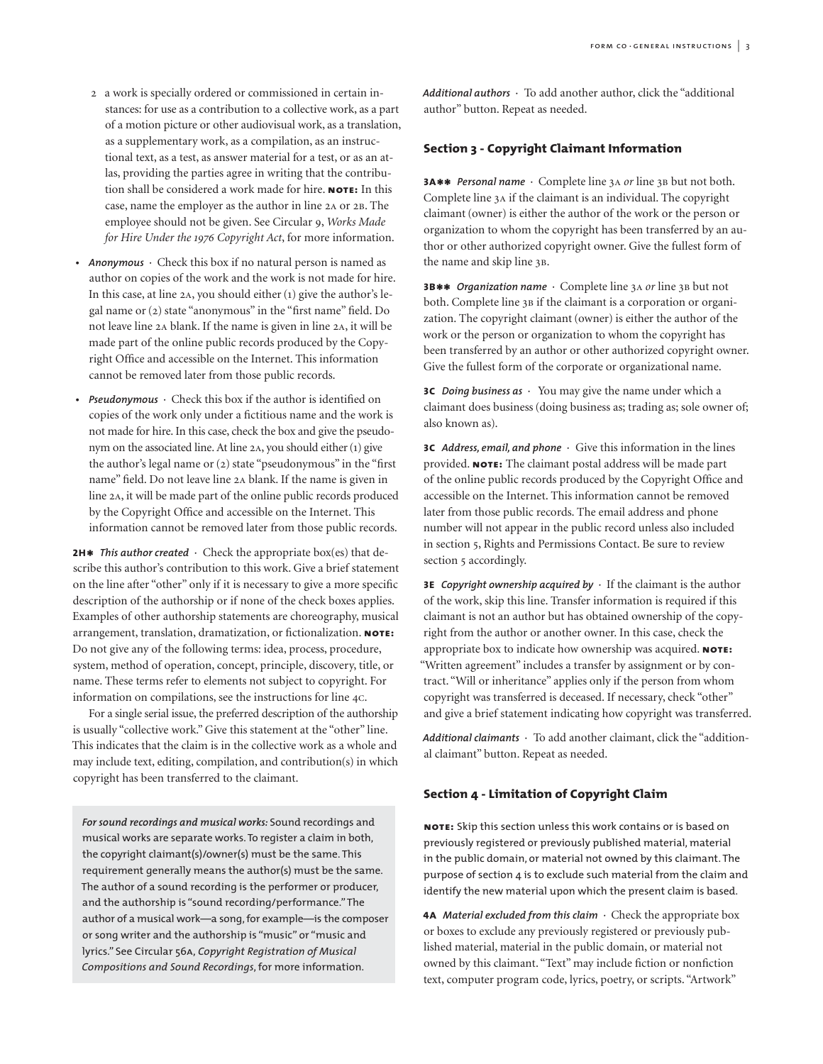2. a work is specially ordered or commissioned in certain instances: for use as a contribution to a collective work, as a part of a motion picture or other audiovisual work, as a translation, as a supplementary work, as a compilation, as an instructional text, as a test, as answer material for a test, or as an atlas, providing the parties agree in writing that the contribution shall be considered a work made for hire. **NOTE:** In this case, name the employer as the author in line 2A or 2B. The employee should not be given. See Circular 9, *Works Made for Hire Under the 1976 Copyright Act*, for more information.

- ***Anonymous*** · Check this box if no natural person is named as author on copies of the work and the work is not made for hire. In this case, at line 2A, you should either (1) give the author's legal name or (2) state "anonymous" in the "first name" field. Do not leave line 2A blank. If the name is given in line 2A, it will be made part of the online public records produced by the Copyright Office and accessible on the Internet. This information cannot be removed later from those public records.
- ***Pseudonymous*** · Check this box if the author is identified on copies of the work only under a fictitious name and the work is not made for hire. In this case, check the box and give the pseudonym on the associated line. At line 2A, you should either (1) give the author's legal name or (2) state "pseudonymous" in the "first name" field. Do not leave line 2A blank. If the name is given in line 2A, it will be made part of the online public records produced by the Copyright Office and accessible on the Internet. This information cannot be removed later from those public records.

**2H*** ***This author created*** · Check the appropriate box(es) that describe this author's contribution to this work. Give a brief statement on the line after "other" only if it is necessary to give a more specific description of the authorship or if none of the check boxes applies. Examples of other authorship statements are choreography, musical arrangement, translation, dramatization, or fictionalization. **NOTE:** Do not give any of the following terms: idea, process, procedure, system, method of operation, concept, principle, discovery, title, or name. These terms refer to elements not subject to copyright. For information on compilations, see the instructions for line 4C.

For a single serial issue, the preferred description of the authorship is usually "collective work." Give this statement at the "other" line. This indicates that the claim is in the collective work as a whole and may include text, editing, compilation, and contribution(s) in which copyright has been transferred to the claimant.

> ***For sound recordings and musical works:*** Sound recordings and musical works are separate works. To register a claim in both, the copyright claimant(s)/owner(s) must be the same. This requirement generally means the author(s) must be the same. The author of a sound recording is the performer or producer, and the authorship is "sound recording/performance." The author of a musical work—a song, for example—is the composer or song writer and the authorship is "music" or "music and lyrics." See Circular 56A, *Copyright Registration of Musical Compositions and Sound Recordings*, for more information.

***Additional authors*** · To add another author, click the "additional author" button. Repeat as needed.

## Section 3 - Copyright Claimant Information

**3A**** ***Personal name*** · Complete line 3A *or* line 3B but not both. Complete line 3A if the claimant is an individual. The copyright claimant (owner) is either the author of the work or the person or organization to whom the copyright has been transferred by an author or other authorized copyright owner. Give the fullest form of the name and skip line 3B.

**3B**** ***Organization name*** · Complete line 3A *or* line 3B but not both. Complete line 3B if the claimant is a corporation or organization. The copyright claimant (owner) is either the author of the work or the person or organization to whom the copyright has been transferred by an author or other authorized copyright owner. Give the fullest form of the corporate or organizational name.

**3C** ***Doing business as*** · You may give the name under which a claimant does business (doing business as; trading as; sole owner of; also known as).

**3C** ***Address, email, and phone*** · Give this information in the lines provided. **NOTE:** The claimant postal address will be made part of the online public records produced by the Copyright Office and accessible on the Internet. This information cannot be removed later from those public records. The email address and phone number will not appear in the public record unless also included in section 5, Rights and Permissions Contact. Be sure to review section 5 accordingly.

**3E** ***Copyright ownership acquired by*** · If the claimant is the author of the work, skip this line. Transfer information is required if this claimant is not an author but has obtained ownership of the copyright from the author or another owner. In this case, check the appropriate box to indicate how ownership was acquired. **NOTE:** "Written agreement" includes a transfer by assignment or by contract. "Will or inheritance" applies only if the person from whom copyright was transferred is deceased. If necessary, check "other" and give a brief statement indicating how copyright was transferred.

***Additional claimants*** · To add another claimant, click the "additional claimant" button. Repeat as needed.

## Section 4 - Limitation of Copyright Claim

**NOTE:** Skip this section unless this work contains or is based on previously registered or previously published material, material in the public domain, or material not owned by this claimant. The purpose of section 4 is to exclude such material from the claim and identify the new material upon which the present claim is based.

**4A** ***Material excluded from this claim*** · Check the appropriate box or boxes to exclude any previously registered or previously published material, material in the public domain, or material not owned by this claimant. "Text" may include fiction or nonfiction text, computer program code, lyrics, poetry, or scripts. "Artwork"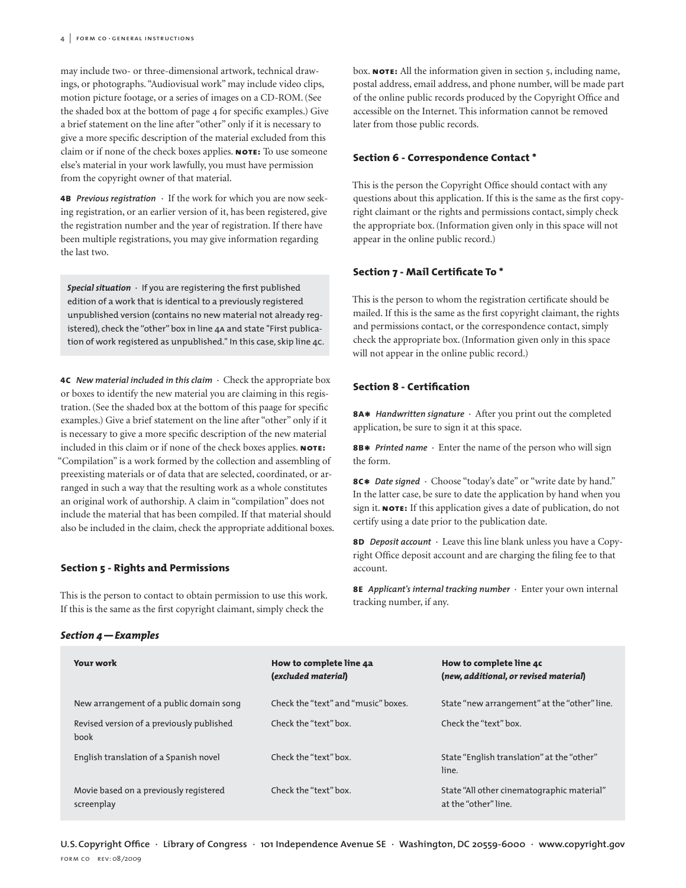may include two- or three-dimensional artwork, technical drawings, or photographs. "Audiovisual work" may include video clips, motion picture footage, or a series of images on a CD-ROM. (See the shaded box at the bottom of page 4 for specific examples.) Give a brief statement on the line after "other" only if it is necessary to give a more specific description of the material excluded from this claim or if none of the check boxes applies. **NOTE:** To use someone else's material in your work lawfully, you must have permission from the copyright owner of that material.

**4B** ***Previous registration*** · If the work for which you are now seeking registration, or an earlier version of it, has been registered, give the registration number and the year of registration. If there have been multiple registrations, you may give information regarding the last two.

> ***Special situation*** · If you are registering the first published edition of a work that is identical to a previously registered unpublished version (contains no new material not already registered), check the "other" box in line 4A and state "First publication of work registered as unpublished." In this case, skip line 4C.

**4C** ***New material included in this claim*** · Check the appropriate box or boxes to identify the new material you are claiming in this registration. (See the shaded box at the bottom of this paage for specific examples.) Give a brief statement on the line after "other" only if it is necessary to give a more specific description of the new material included in this claim or if none of the check boxes applies. **NOTE:** "Compilation" is a work formed by the collection and assembling of preexisting materials or of data that are selected, coordinated, or arranged in such a way that the resulting work as a whole constitutes an original work of authorship. A claim in "compilation" does not include the material that has been compiled. If that material should also be included in the claim, check the appropriate additional boxes.

### Section 5 - Rights and Permissions

This is the person to contact to obtain permission to use this work. If this is the same as the first copyright claimant, simply check the box. **NOTE:** All the information given in section 5, including name, postal address, email address, and phone number, will be made part of the online public records produced by the Copyright Office and accessible on the Internet. This information cannot be removed later from those public records.

### Section 6 - Correspondence Contact *

This is the person the Copyright Office should contact with any questions about this application. If this is the same as the first copyright claimant or the rights and permissions contact, simply check the appropriate box. (Information given only in this space will not appear in the online public record.)

### Section 7 - Mail Certificate To *

This is the person to whom the registration certificate should be mailed. If this is the same as the first copyright claimant, the rights and permissions contact, or the correspondence contact, simply check the appropriate box. (Information given only in this space will not appear in the online public record.)

### Section 8 - Certification

**8A*** ***Handwritten signature*** · After you print out the completed application, be sure to sign it at this space.

**8B*** ***Printed name*** · Enter the name of the person who will sign the form.

**8C*** ***Date signed*** · Choose "today's date" or "write date by hand." In the latter case, be sure to date the application by hand when you sign it. **NOTE:** If this application gives a date of publication, do not certify using a date prior to the publication date.

**8D** ***Deposit account*** · Leave this line blank unless you have a Copyright Office deposit account and are charging the filing fee to that account.

**8E** ***Applicant's internal tracking number*** · Enter your own internal tracking number, if any.

***Section 4 — Examples***

| Your work | How to complete line 4a (*excluded material*) | How to complete line 4c (*new, additional, or revised material*) |
|---|---|---|
| New arrangement of a public domain song | Check the "text" and "music" boxes. | State "new arrangement" at the "other" line. |
| Revised version of a previously published book | Check the "text" box. | Check the "text" box. |
| English translation of a Spanish novel | Check the "text" box. | State "English translation" at the "other" line. |
| Movie based on a previously registered screenplay | Check the "text" box. | State "All other cinematographic material" at the "other" line. |